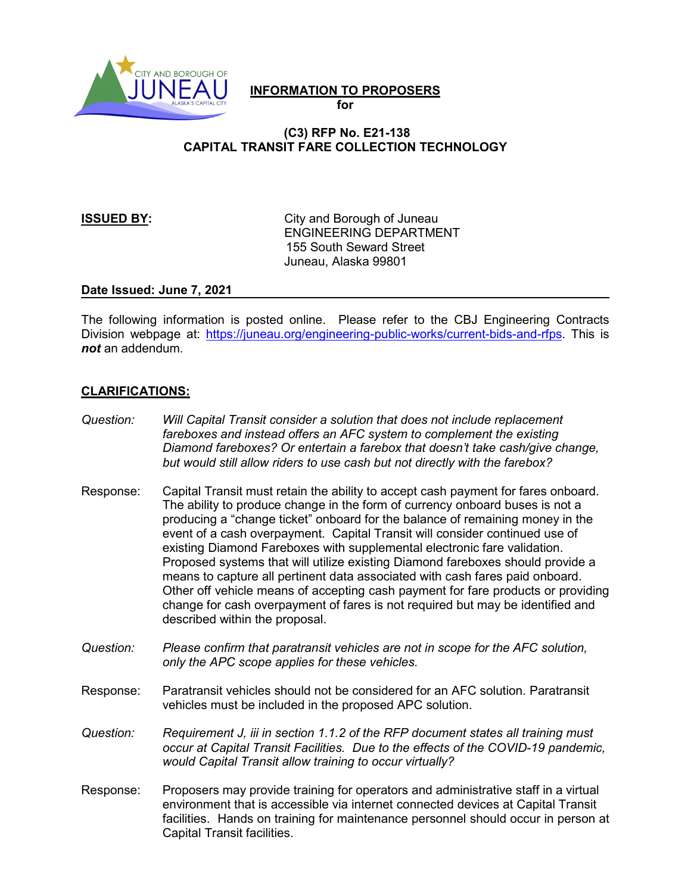# INFORMATION TO PROPOSERS
for

## (C3) RFP No. E21-138
## CAPITAL TRANSIT FARE COLLECTION TECHNOLOGY

**ISSUED BY:**

City and Borough of Juneau
ENGINEERING DEPARTMENT
155 South Seward Street
Juneau, Alaska 99801

**Date Issued: June 7, 2021**

---

The following information is posted online. Please refer to the CBJ Engineering Contracts Division webpage at: https://juneau.org/engineering-public-works/current-bids-and-rfps. This is ***not*** an addendum.

## CLARIFICATIONS:

*Question:* *Will Capital Transit consider a solution that does not include replacement fareboxes and instead offers an AFC system to complement the existing Diamond fareboxes? Or entertain a farebox that doesn't take cash/give change, but would still allow riders to use cash but not directly with the farebox?*

Response: Capital Transit must retain the ability to accept cash payment for fares onboard. The ability to produce change in the form of currency onboard buses is not a producing a "change ticket" onboard for the balance of remaining money in the event of a cash overpayment. Capital Transit will consider continued use of existing Diamond Fareboxes with supplemental electronic fare validation. Proposed systems that will utilize existing Diamond fareboxes should provide a means to capture all pertinent data associated with cash fares paid onboard. Other off vehicle means of accepting cash payment for fare products or providing change for cash overpayment of fares is not required but may be identified and described within the proposal.

*Question:* *Please confirm that paratransit vehicles are not in scope for the AFC solution, only the APC scope applies for these vehicles.*

Response: Paratransit vehicles should not be considered for an AFC solution. Paratransit vehicles must be included in the proposed APC solution.

*Question:* *Requirement J, iii in section 1.1.2 of the RFP document states all training must occur at Capital Transit Facilities. Due to the effects of the COVID-19 pandemic, would Capital Transit allow training to occur virtually?*

Response: Proposers may provide training for operators and administrative staff in a virtual environment that is accessible via internet connected devices at Capital Transit facilities. Hands on training for maintenance personnel should occur in person at Capital Transit facilities.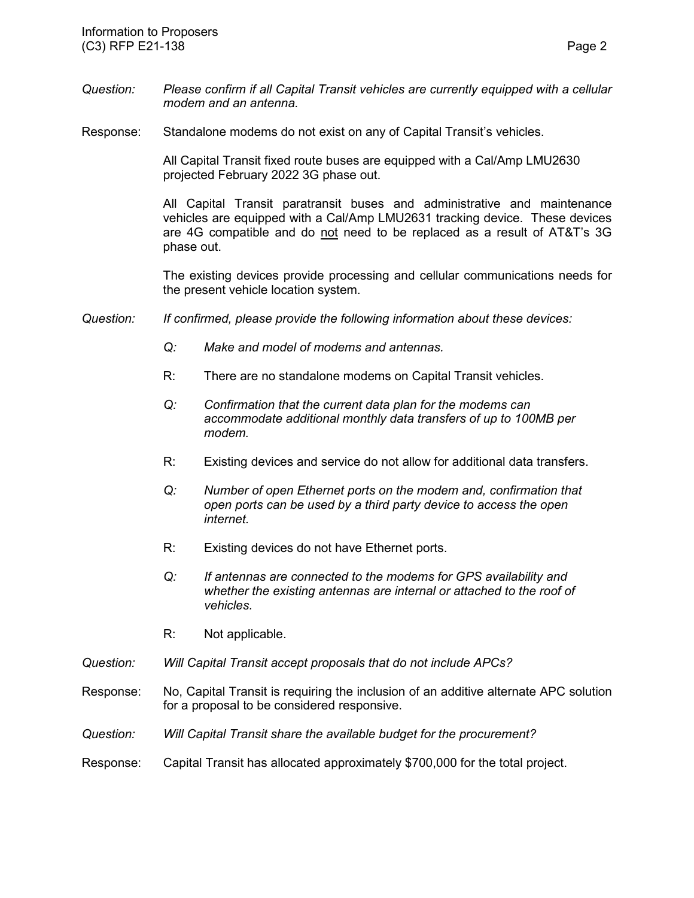*Question:* *Please confirm if all Capital Transit vehicles are currently equipped with a cellular modem and an antenna.*

Response: Standalone modems do not exist on any of Capital Transit's vehicles.

All Capital Transit fixed route buses are equipped with a Cal/Amp LMU2630 projected February 2022 3G phase out.

All Capital Transit paratransit buses and administrative and maintenance vehicles are equipped with a Cal/Amp LMU2631 tracking device. These devices are 4G compatible and do <u>not</u> need to be replaced as a result of AT&T's 3G phase out.

The existing devices provide processing and cellular communications needs for the present vehicle location system.

*Question:* *If confirmed, please provide the following information about these devices:*

- *Q:* *Make and model of modems and antennas.*

  R: There are no standalone modems on Capital Transit vehicles.

- *Q:* *Confirmation that the current data plan for the modems can accommodate additional monthly data transfers of up to 100MB per modem.*

  R: Existing devices and service do not allow for additional data transfers.

- *Q:* *Number of open Ethernet ports on the modem and, confirmation that open ports can be used by a third party device to access the open internet.*

  R: Existing devices do not have Ethernet ports.

- *Q:* *If antennas are connected to the modems for GPS availability and whether the existing antennas are internal or attached to the roof of vehicles.*

  R: Not applicable.

*Question:* *Will Capital Transit accept proposals that do not include APCs?*

Response: No, Capital Transit is requiring the inclusion of an additive alternate APC solution for a proposal to be considered responsive.

*Question:* *Will Capital Transit share the available budget for the procurement?*

Response: Capital Transit has allocated approximately $700,000 for the total project.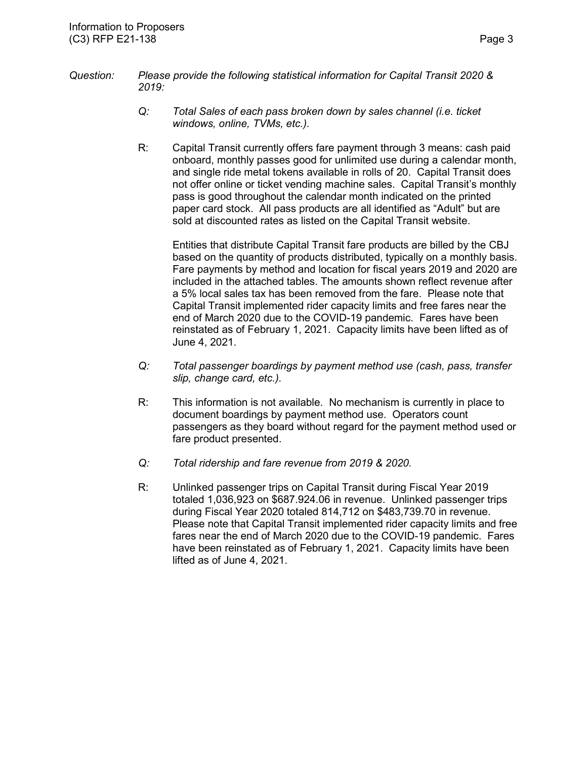*Question:* *Please provide the following statistical information for Capital Transit 2020 & 2019:*

*Q:* *Total Sales of each pass broken down by sales channel (i.e. ticket windows, online, TVMs, etc.).*

R: Capital Transit currently offers fare payment through 3 means: cash paid onboard, monthly passes good for unlimited use during a calendar month, and single ride metal tokens available in rolls of 20. Capital Transit does not offer online or ticket vending machine sales. Capital Transit's monthly pass is good throughout the calendar month indicated on the printed paper card stock. All pass products are all identified as "Adult" but are sold at discounted rates as listed on the Capital Transit website.

Entities that distribute Capital Transit fare products are billed by the CBJ based on the quantity of products distributed, typically on a monthly basis. Fare payments by method and location for fiscal years 2019 and 2020 are included in the attached tables. The amounts shown reflect revenue after a 5% local sales tax has been removed from the fare. Please note that Capital Transit implemented rider capacity limits and free fares near the end of March 2020 due to the COVID-19 pandemic. Fares have been reinstated as of February 1, 2021. Capacity limits have been lifted as of June 4, 2021.

*Q:* *Total passenger boardings by payment method use (cash, pass, transfer slip, change card, etc.).*

R: This information is not available. No mechanism is currently in place to document boardings by payment method use. Operators count passengers as they board without regard for the payment method used or fare product presented.

*Q:* *Total ridership and fare revenue from 2019 & 2020.*

R: Unlinked passenger trips on Capital Transit during Fiscal Year 2019 totaled 1,036,923 on $687.924.06 in revenue. Unlinked passenger trips during Fiscal Year 2020 totaled 814,712 on $483,739.70 in revenue. Please note that Capital Transit implemented rider capacity limits and free fares near the end of March 2020 due to the COVID-19 pandemic. Fares have been reinstated as of February 1, 2021. Capacity limits have been lifted as of June 4, 2021.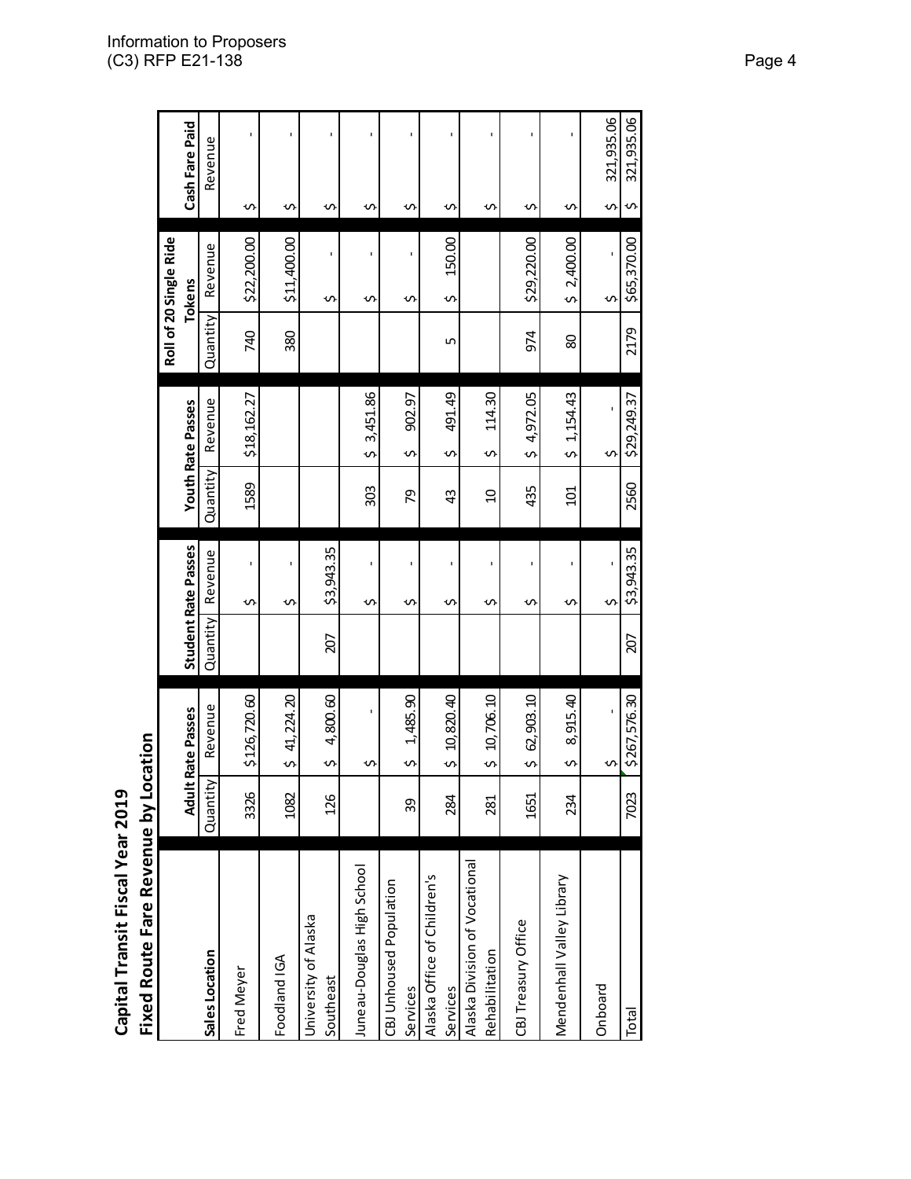# Capital Transit Fiscal Year 2019

## Fixed Route Fare Revenue by Location

| Sales Location | Adult Rate Passes | | Student Rate Passes | | Youth Rate Passes | | Roll of 20 Single Ride Tokens | | Cash Fare Paid |
|---|---|---|---|---|---|---|---|---|---|
| | Quantity | Revenue | Quantity | Revenue | Quantity | Revenue | Quantity | Revenue | Revenue |
| Fred Meyer | 3326 | $126,720.60 | | $ - | 1589 | $18,162.27 | 740 | $22,200.00 | $ - |
| Foodland IGA | 1082 | $ 41,224.20 | | $ - | | | 380 | $11,400.00 | $ - |
| University of Alaska Southeast | 126 | $ 4,800.60 | 207 | $3,943.35 | | | | $ - | $ - |
| Juneau-Douglas High School | | $ - | | $ - | 303 | $ 3,451.86 | | $ - | $ - |
| CBJ Unhoused Population Services | 39 | $ 1,485.90 | | $ - | 79 | $ 902.97 | | $ - | $ - |
| Alaska Office of Children's Services | 284 | $ 10,820.40 | | $ - | 43 | $ 491.49 | 5 | $ 150.00 | $ - |
| Alaska Division of Vocational Rehabilitation | 281 | $ 10,706.10 | | $ - | 10 | $ 114.30 | | | $ - |
| CBJ Treasury Office | 1651 | $ 62,903.10 | | $ - | 435 | $ 4,972.05 | 974 | $29,220.00 | $ - |
| Mendenhall Valley Library | 234 | $ 8,915.40 | | $ - | 101 | $ 1,154.43 | 80 | $ 2,400.00 | $ - |
| Onboard | | $ - | | $ - | | $ - | | $ - | $ 321,935.06 |
| Total | 7023 | $267,576.30 | 207 | $3,943.35 | 2560 | $29,249.37 | 2179 | $65,370.00 | $ 321,935.06 |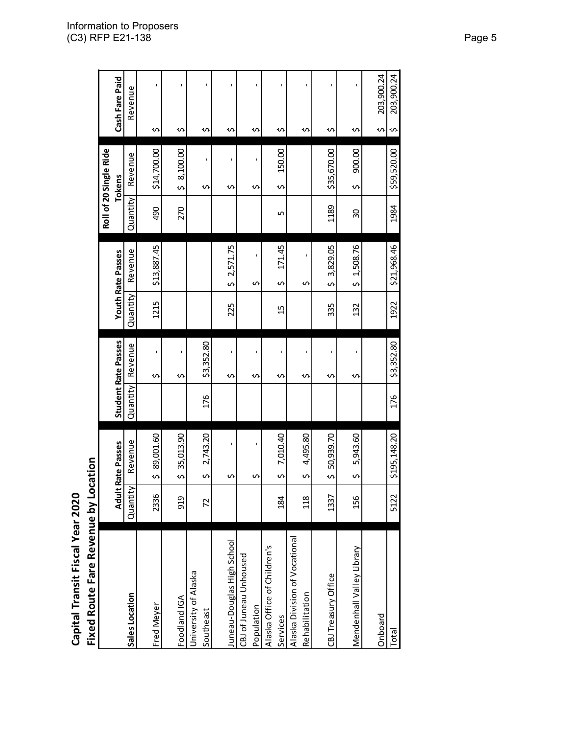**Capital Transit Fiscal Year 2020**

**Fixed Route Fare Revenue by Location**

| | Adult Rate Passes | | Student Rate Passes | | Youth Rate Passes | | Roll of 20 Single Ride Tokens | | Cash Fare Paid |
|---|---|---|---|---|---|---|---|---|---|
| **Sales Location** | Quantity | Revenue | Quantity | Revenue | Quantity | Revenue | Quantity | Revenue | Revenue |
| Fred Meyer | 2336 | $ 89,001.60 | | $ - | 1215 | $13,887.45 | 490 | $14,700.00 | $ - |
| Foodland IGA | 919 | $ 35,013.90 | | $ - | | | 270 | $ 8,100.00 | $ - |
| University of Alaska Southeast | 72 | $ 2,743.20 | 176 | $3,352.80 | | | | $ - | $ - |
| Juneau-Douglas High School | | $ - | | $ - | 225 | $ 2,571.75 | | $ - | $ - |
| CBJ of Juneau Unhoused Population | | $ - | | $ - | | $ - | | $ - | $ - |
| Alaska Office of Children's Services | 184 | $ 7,010.40 | | $ - | 15 | $ 171.45 | 5 | $ 150.00 | $ - |
| Alaska Division of Vocational Rehabilitation | 118 | $ 4,495.80 | | $ - | | $ - | | | $ - |
| CBJ Treasury Office | 1337 | $ 50,939.70 | | $ - | 335 | $ 3,829.05 | 1189 | $35,670.00 | $ - |
| Mendenhall Valley Library | 156 | $ 5,943.60 | | $ - | 132 | $ 1,508.76 | 30 | $ 900.00 | $ - |
| Onboard | | | | | | | | | $ 203,900.24 |
| Total | 5122 | $195,148.20 | 176 | $3,352.80 | 1922 | $21,968.46 | 1984 | $59,520.00 | $ 203,900.24 |